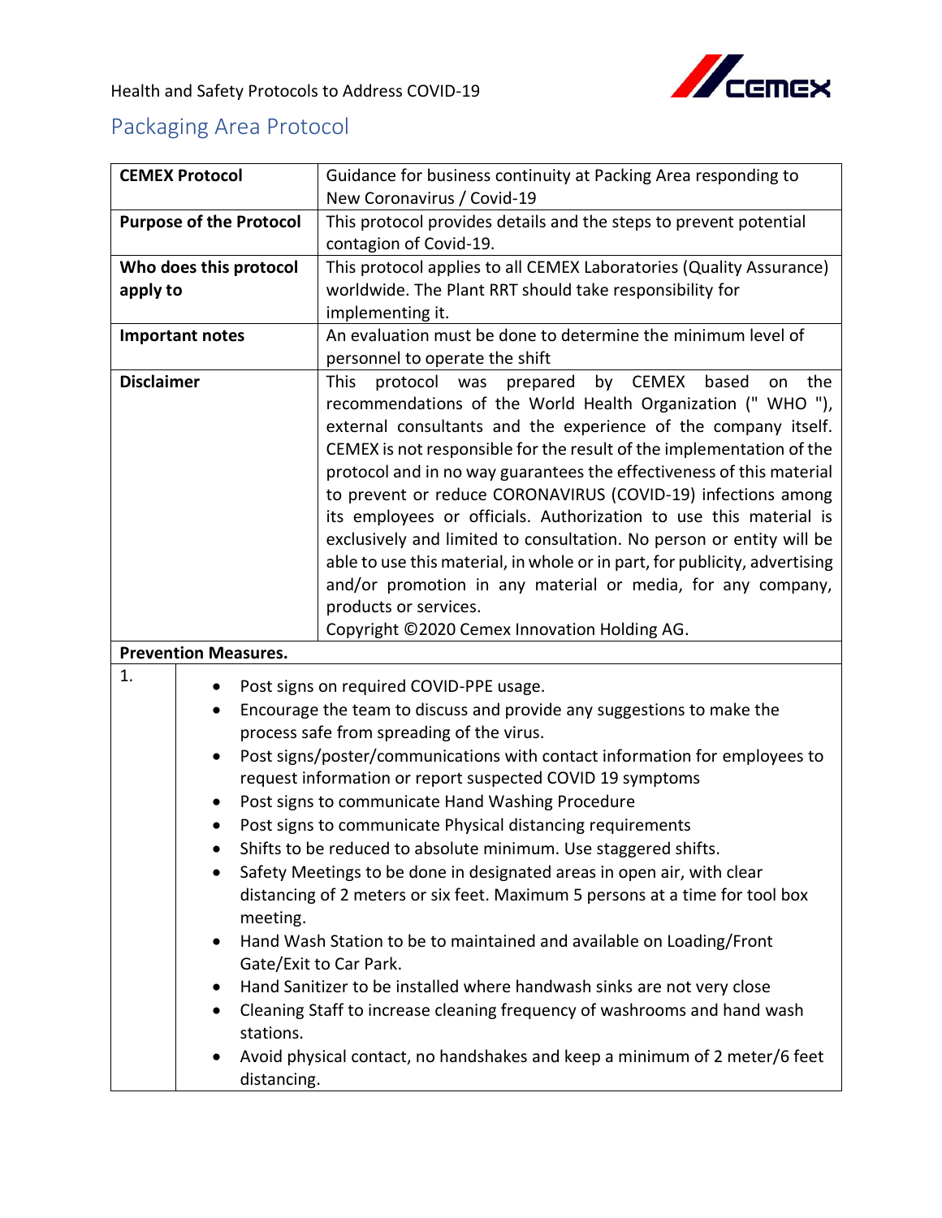Health and Safety Protocols to Address COVID-19

## Packaging Area Protocol

| **CEMEX Protocol** | Guidance for business continuity at Packing Area responding to New Coronavirus / Covid-19 |
|---|---|
| **Purpose of the Protocol** | This protocol provides details and the steps to prevent potential contagion of Covid-19. |
| **Who does this protocol apply to** | This protocol applies to all CEMEX Laboratories (Quality Assurance) worldwide. The Plant RRT should take responsibility for implementing it. |
| **Important notes** | An evaluation must be done to determine the minimum level of personnel to operate the shift |
| **Disclaimer** | This protocol was prepared by CEMEX based on the recommendations of the World Health Organization (" WHO "), external consultants and the experience of the company itself. CEMEX is not responsible for the result of the implementation of the protocol and in no way guarantees the effectiveness of this material to prevent or reduce CORONAVIRUS (COVID-19) infections among its employees or officials. Authorization to use this material is exclusively and limited to consultation. No person or entity will be able to use this material, in whole or in part, for publicity, advertising and/or promotion in any material or media, for any company, products or services.<br>Copyright ©2020 Cemex Innovation Holding AG. |

**Prevention Measures.**

| 1. | <ul><li>Post signs on required COVID-PPE usage.</li><li>Encourage the team to discuss and provide any suggestions to make the process safe from spreading of the virus.</li><li>Post signs/poster/communications with contact information for employees to request information or report suspected COVID 19 symptoms</li><li>Post signs to communicate Hand Washing Procedure</li><li>Post signs to communicate Physical distancing requirements</li><li>Shifts to be reduced to absolute minimum. Use staggered shifts.</li><li>Safety Meetings to be done in designated areas in open air, with clear distancing of 2 meters or six feet. Maximum 5 persons at a time for tool box meeting.</li><li>Hand Wash Station to be to maintained and available on Loading/Front Gate/Exit to Car Park.</li><li>Hand Sanitizer to be installed where handwash sinks are not very close</li><li>Cleaning Staff to increase cleaning frequency of washrooms and hand wash stations.</li><li>Avoid physical contact, no handshakes and keep a minimum of 2 meter/6 feet distancing.</li></ul> |
|---|---|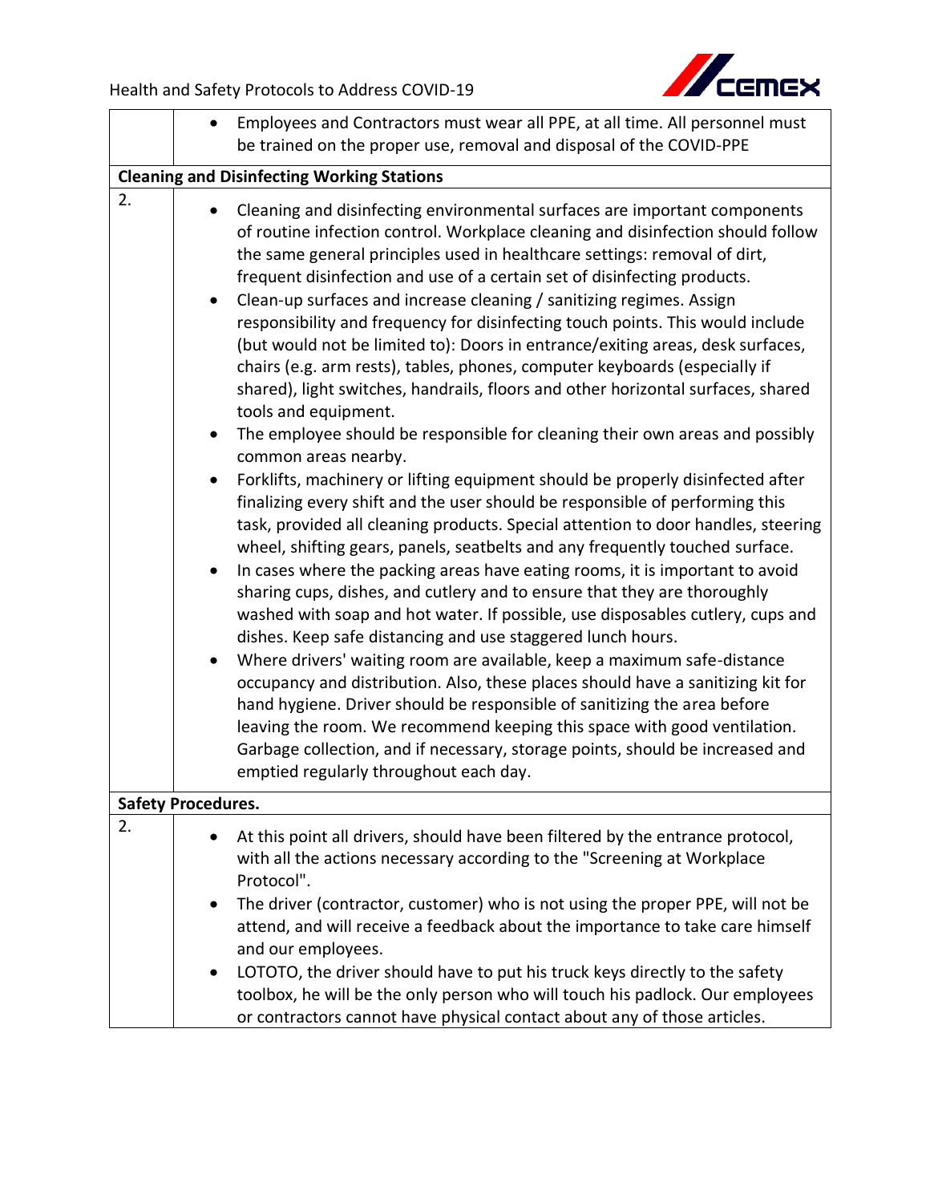| | |
|---|---|
| | • Employees and Contractors must wear all PPE, at all time. All personnel must be trained on the proper use, removal and disposal of the COVID-PPE |
| **Cleaning and Disinfecting Working Stations** | |
| 2. | • Cleaning and disinfecting environmental surfaces are important components of routine infection control. Workplace cleaning and disinfection should follow the same general principles used in healthcare settings: removal of dirt, frequent disinfection and use of a certain set of disinfecting products.<br>• Clean-up surfaces and increase cleaning / sanitizing regimes. Assign responsibility and frequency for disinfecting touch points. This would include (but would not be limited to): Doors in entrance/exiting areas, desk surfaces, chairs (e.g. arm rests), tables, phones, computer keyboards (especially if shared), light switches, handrails, floors and other horizontal surfaces, shared tools and equipment.<br>• The employee should be responsible for cleaning their own areas and possibly common areas nearby.<br>• Forklifts, machinery or lifting equipment should be properly disinfected after finalizing every shift and the user should be responsible of performing this task, provided all cleaning products. Special attention to door handles, steering wheel, shifting gears, panels, seatbelts and any frequently touched surface.<br>• In cases where the packing areas have eating rooms, it is important to avoid sharing cups, dishes, and cutlery and to ensure that they are thoroughly washed with soap and hot water. If possible, use disposables cutlery, cups and dishes. Keep safe distancing and use staggered lunch hours.<br>• Where drivers' waiting room are available, keep a maximum safe-distance occupancy and distribution. Also, these places should have a sanitizing kit for hand hygiene. Driver should be responsible of sanitizing the area before leaving the room. We recommend keeping this space with good ventilation. Garbage collection, and if necessary, storage points, should be increased and emptied regularly throughout each day. |
| **Safety Procedures.** | |
| 2. | • At this point all drivers, should have been filtered by the entrance protocol, with all the actions necessary according to the "Screening at Workplace Protocol".<br>• The driver (contractor, customer) who is not using the proper PPE, will not be attend, and will receive a feedback about the importance to take care himself and our employees.<br>• LOTOTO, the driver should have to put his truck keys directly to the safety toolbox, he will be the only person who will touch his padlock. Our employees or contractors cannot have physical contact about any of those articles. |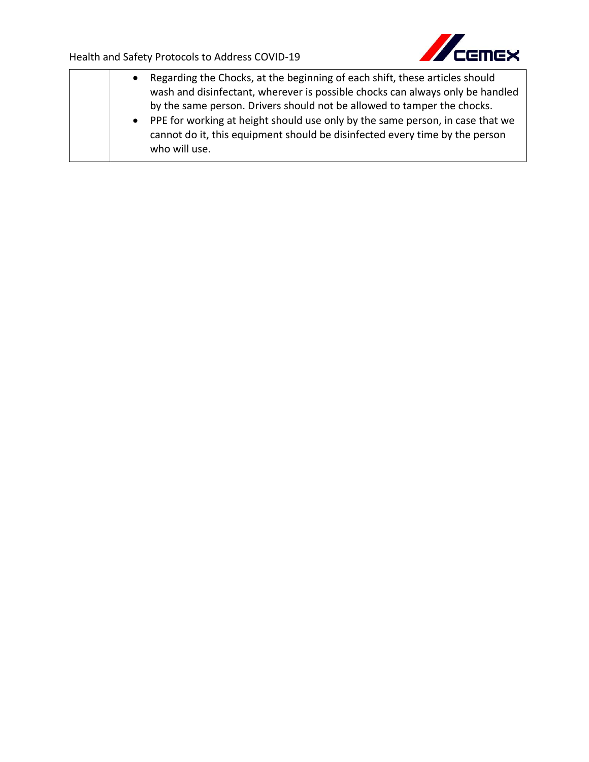| | |
|---|---|
| | • Regarding the Chocks, at the beginning of each shift, these articles should wash and disinfectant, wherever is possible chocks can always only be handled by the same person. Drivers should not be allowed to tamper the chocks.<br>• PPE for working at height should use only by the same person, in case that we cannot do it, this equipment should be disinfected every time by the person who will use. |